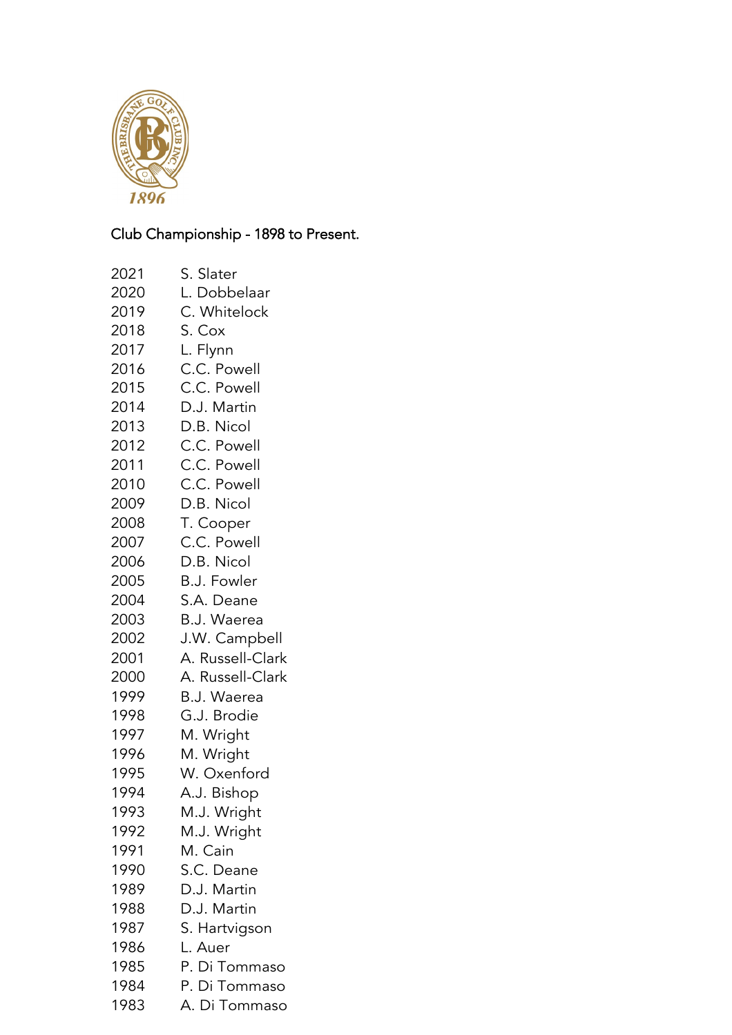Club Championship - 1898 to Present.

| | |
|---|---|
| 2021 | S. Slater |
| 2020 | L. Dobbelaar |
| 2019 | C. Whitelock |
| 2018 | S. Cox |
| 2017 | L. Flynn |
| 2016 | C.C. Powell |
| 2015 | C.C. Powell |
| 2014 | D.J. Martin |
| 2013 | D.B. Nicol |
| 2012 | C.C. Powell |
| 2011 | C.C. Powell |
| 2010 | C.C. Powell |
| 2009 | D.B. Nicol |
| 2008 | T. Cooper |
| 2007 | C.C. Powell |
| 2006 | D.B. Nicol |
| 2005 | B.J. Fowler |
| 2004 | S.A. Deane |
| 2003 | B.J. Waerea |
| 2002 | J.W. Campbell |
| 2001 | A. Russell-Clark |
| 2000 | A. Russell-Clark |
| 1999 | B.J. Waerea |
| 1998 | G.J. Brodie |
| 1997 | M. Wright |
| 1996 | M. Wright |
| 1995 | W. Oxenford |
| 1994 | A.J. Bishop |
| 1993 | M.J. Wright |
| 1992 | M.J. Wright |
| 1991 | M. Cain |
| 1990 | S.C. Deane |
| 1989 | D.J. Martin |
| 1988 | D.J. Martin |
| 1987 | S. Hartvigson |
| 1986 | L. Auer |
| 1985 | P. Di Tommaso |
| 1984 | P. Di Tommaso |
| 1983 | A. Di Tommaso |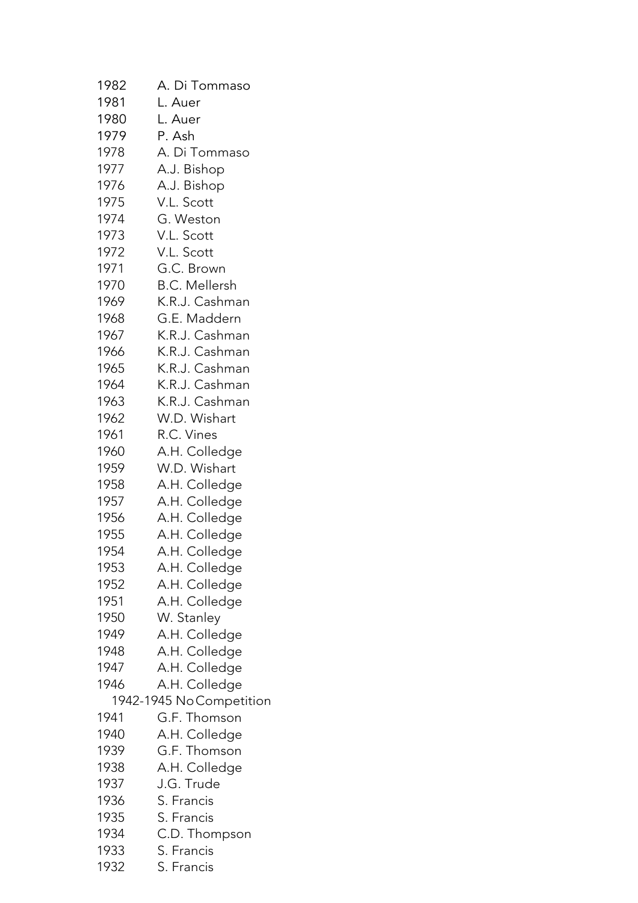| | |
|---|---|
| 1982 | A. Di Tommaso |
| 1981 | L. Auer |
| 1980 | L. Auer |
| 1979 | P. Ash |
| 1978 | A. Di Tommaso |
| 1977 | A.J. Bishop |
| 1976 | A.J. Bishop |
| 1975 | V.L. Scott |
| 1974 | G. Weston |
| 1973 | V.L. Scott |
| 1972 | V.L. Scott |
| 1971 | G.C. Brown |
| 1970 | B.C. Mellersh |
| 1969 | K.R.J. Cashman |
| 1968 | G.E. Maddern |
| 1967 | K.R.J. Cashman |
| 1966 | K.R.J. Cashman |
| 1965 | K.R.J. Cashman |
| 1964 | K.R.J. Cashman |
| 1963 | K.R.J. Cashman |
| 1962 | W.D. Wishart |
| 1961 | R.C. Vines |
| 1960 | A.H. Colledge |
| 1959 | W.D. Wishart |
| 1958 | A.H. Colledge |
| 1957 | A.H. Colledge |
| 1956 | A.H. Colledge |
| 1955 | A.H. Colledge |
| 1954 | A.H. Colledge |
| 1953 | A.H. Colledge |
| 1952 | A.H. Colledge |
| 1951 | A.H. Colledge |
| 1950 | W. Stanley |
| 1949 | A.H. Colledge |
| 1948 | A.H. Colledge |
| 1947 | A.H. Colledge |
| 1946 | A.H. Colledge |
| 1942-1945 | No Competition |
| 1941 | G.F. Thomson |
| 1940 | A.H. Colledge |
| 1939 | G.F. Thomson |
| 1938 | A.H. Colledge |
| 1937 | J.G. Trude |
| 1936 | S. Francis |
| 1935 | S. Francis |
| 1934 | C.D. Thompson |
| 1933 | S. Francis |
| 1932 | S. Francis |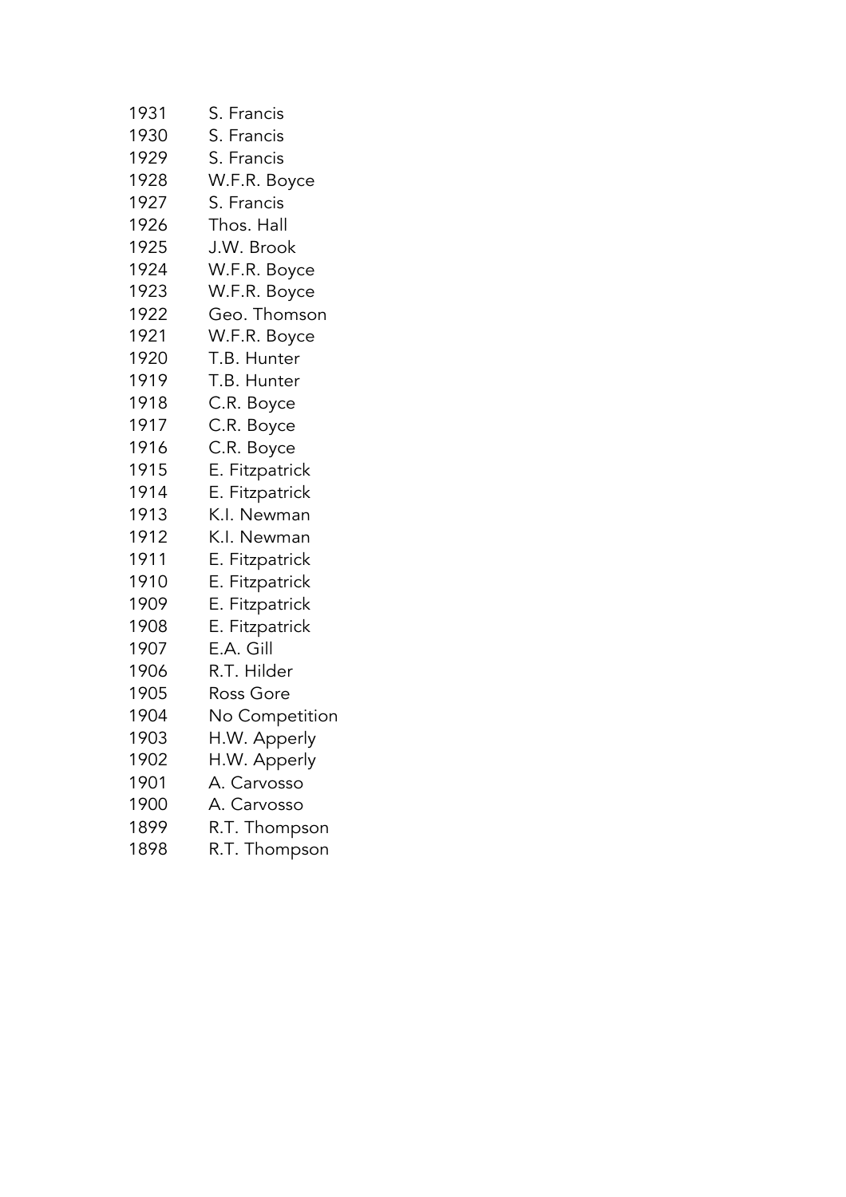| | |
|---|---|
| 1931 | S. Francis |
| 1930 | S. Francis |
| 1929 | S. Francis |
| 1928 | W.F.R. Boyce |
| 1927 | S. Francis |
| 1926 | Thos. Hall |
| 1925 | J.W. Brook |
| 1924 | W.F.R. Boyce |
| 1923 | W.F.R. Boyce |
| 1922 | Geo. Thomson |
| 1921 | W.F.R. Boyce |
| 1920 | T.B. Hunter |
| 1919 | T.B. Hunter |
| 1918 | C.R. Boyce |
| 1917 | C.R. Boyce |
| 1916 | C.R. Boyce |
| 1915 | E. Fitzpatrick |
| 1914 | E. Fitzpatrick |
| 1913 | K.I. Newman |
| 1912 | K.I. Newman |
| 1911 | E. Fitzpatrick |
| 1910 | E. Fitzpatrick |
| 1909 | E. Fitzpatrick |
| 1908 | E. Fitzpatrick |
| 1907 | E.A. Gill |
| 1906 | R.T. Hilder |
| 1905 | Ross Gore |
| 1904 | No Competition |
| 1903 | H.W. Apperly |
| 1902 | H.W. Apperly |
| 1901 | A. Carvosso |
| 1900 | A. Carvosso |
| 1899 | R.T. Thompson |
| 1898 | R.T. Thompson |